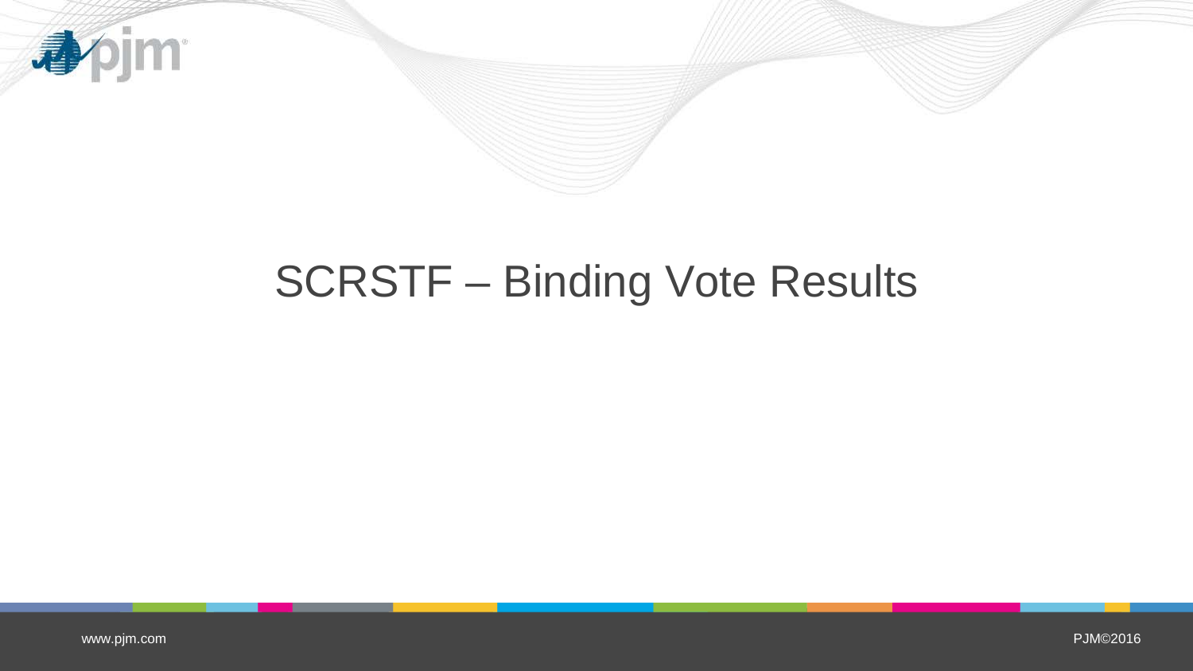# SCRSTF – Binding Vote Results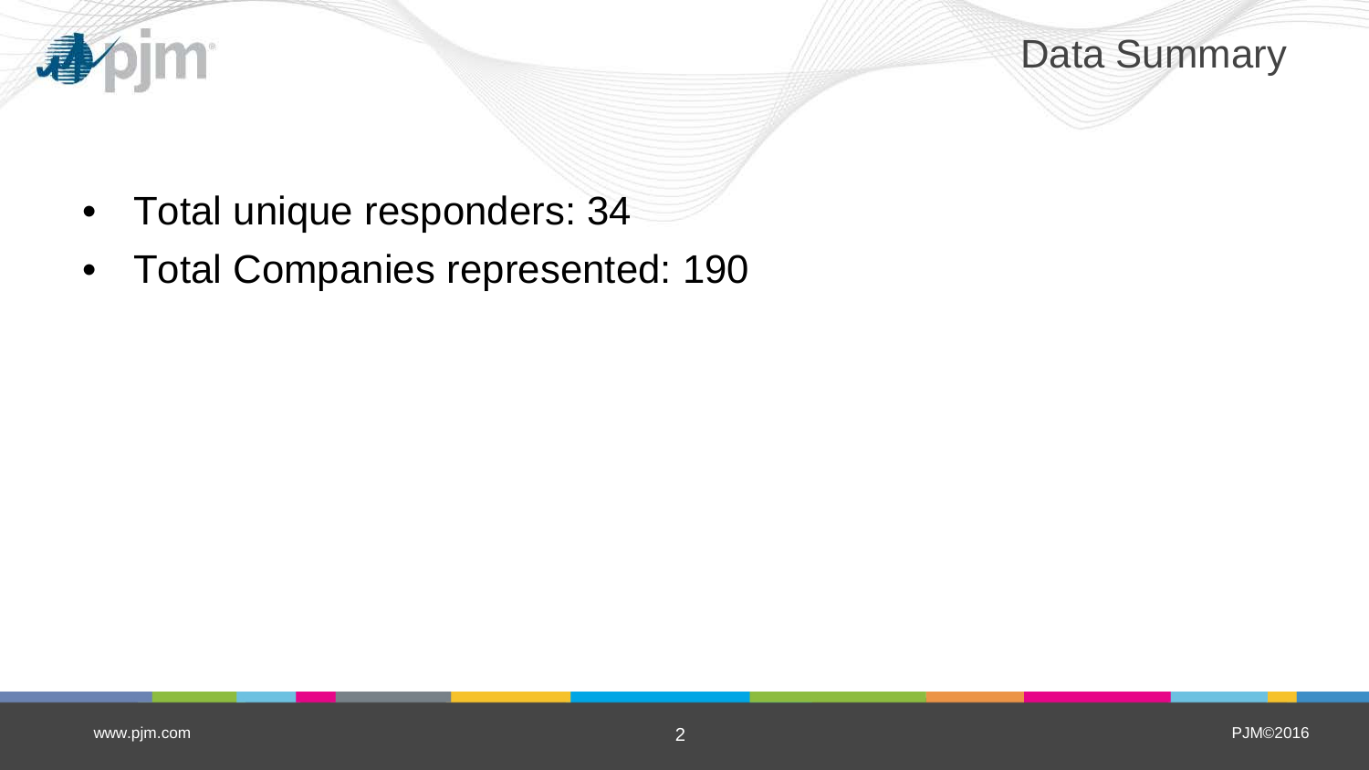# Data Summary

- Total unique responders: 34
- Total Companies represented: 190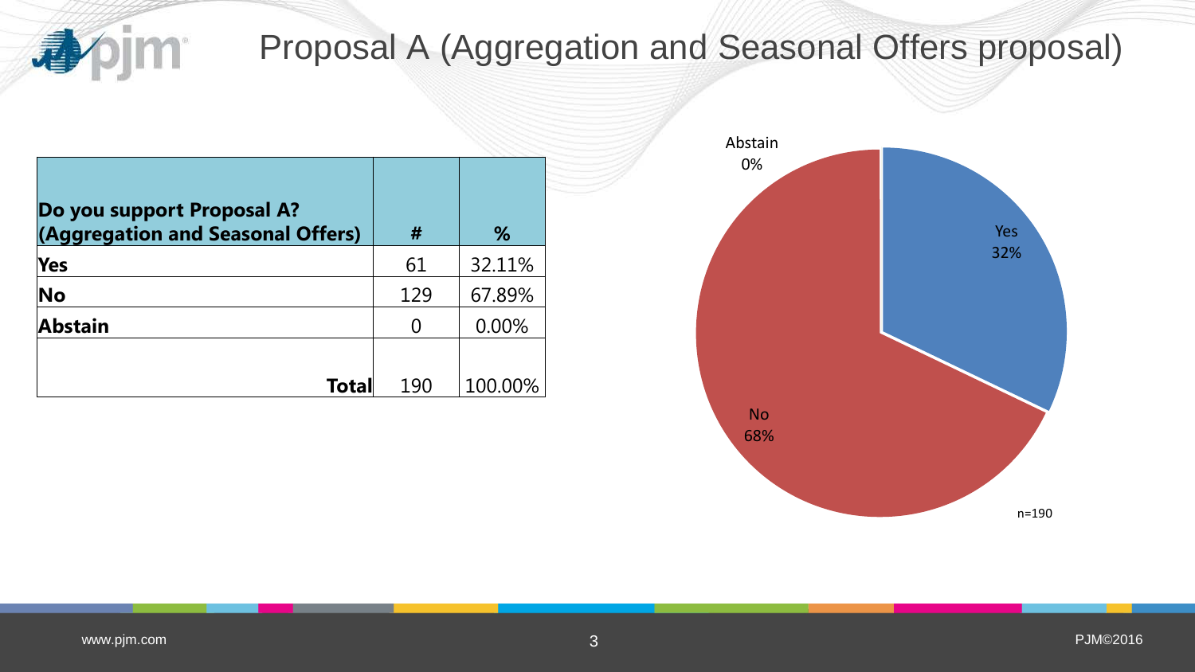# Proposal A (Aggregation and Seasonal Offers proposal)

| Do you support Proposal A? (Aggregation and Seasonal Offers) | # | % |
|---|---|---|
| **Yes** | 61 | 32.11% |
| **No** | 129 | 67.89% |
| **Abstain** | 0 | 0.00% |
| **Total** | 190 | 100.00% |

Abstain 0%

Yes 32%

No 68%

n=190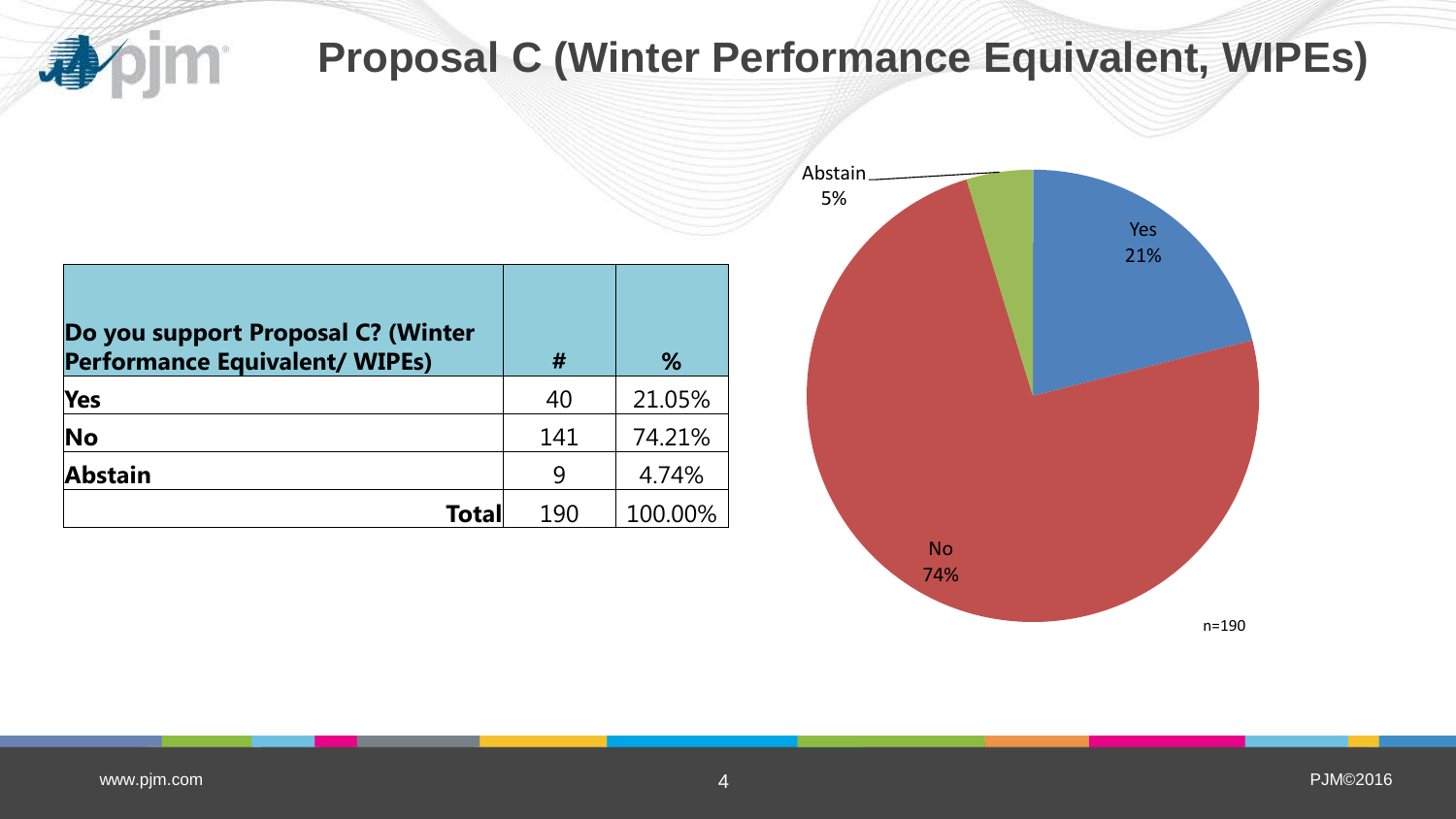# Proposal C (Winter Performance Equivalent, WIPEs)

| Do you support Proposal C? (Winter Performance Equivalent/ WIPEs) | # | % |
|---|---|---|
| **Yes** | 40 | 21.05% |
| **No** | 141 | 74.21% |
| **Abstain** | 9 | 4.74% |
| **Total** | 190 | 100.00% |

Abstain 5%

Yes 21%

No 74%

n=190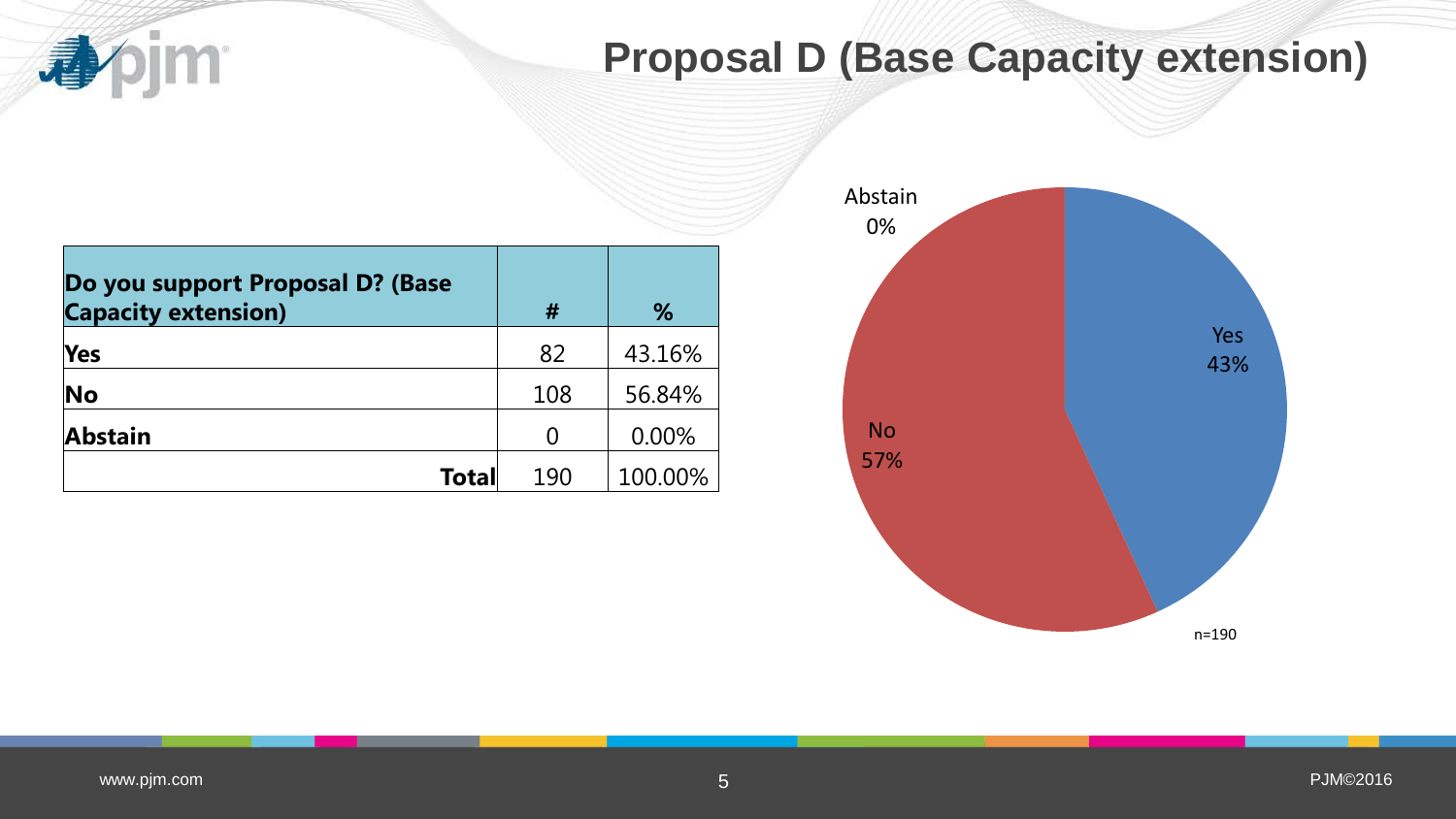# Proposal D (Base Capacity extension)

| Do you support Proposal D? (Base Capacity extension) | # | % |
|---|---|---|
| **Yes** | 82 | 43.16% |
| **No** | 108 | 56.84% |
| **Abstain** | 0 | 0.00% |
| **Total** | 190 | 100.00% |

Abstain 0%

Yes 43%

No 57%

n=190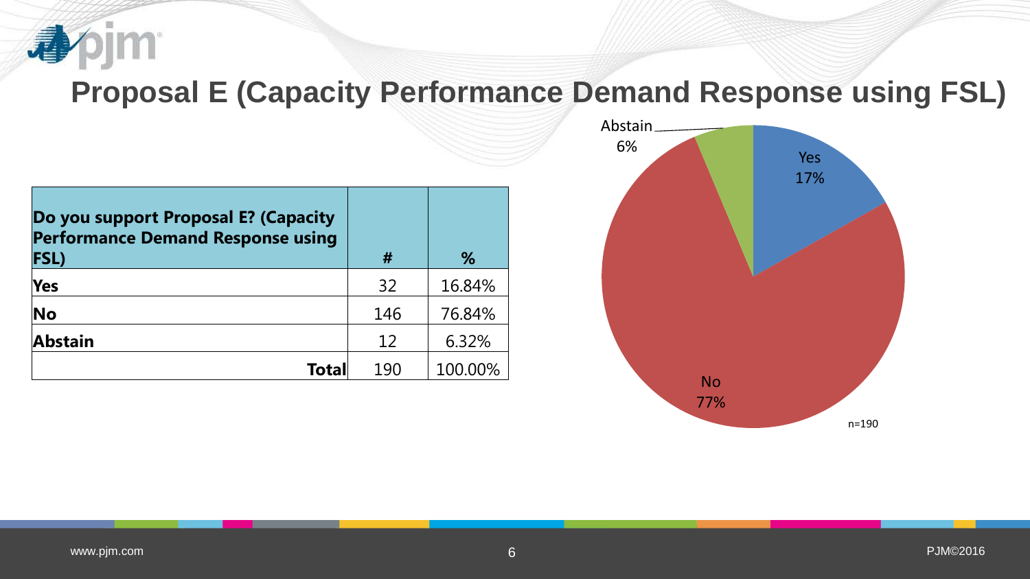# Proposal E (Capacity Performance Demand Response using FSL)

| Do you support Proposal E? (Capacity Performance Demand Response using FSL) | # | % |
|---|---|---|
| **Yes** | 32 | 16.84% |
| **No** | 146 | 76.84% |
| **Abstain** | 12 | 6.32% |
| **Total** | 190 | 100.00% |

Abstain 6%

Yes 17%

No 77%

n=190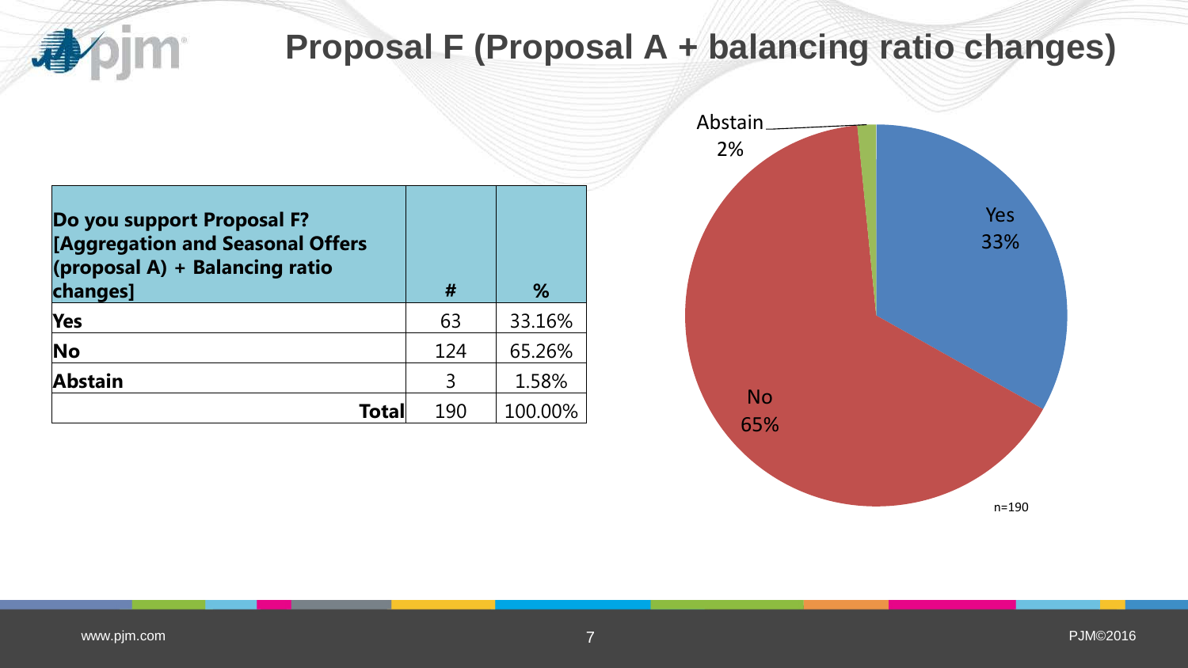# Proposal F (Proposal A + balancing ratio changes)

| Do you support Proposal F? [Aggregation and Seasonal Offers (proposal A) + Balancing ratio changes] | # | % |
|---|---|---|
| **Yes** | 63 | 33.16% |
| **No** | 124 | 65.26% |
| **Abstain** | 3 | 1.58% |
| **Total** | 190 | 100.00% |

Abstain 2%

Yes 33%

No 65%

n=190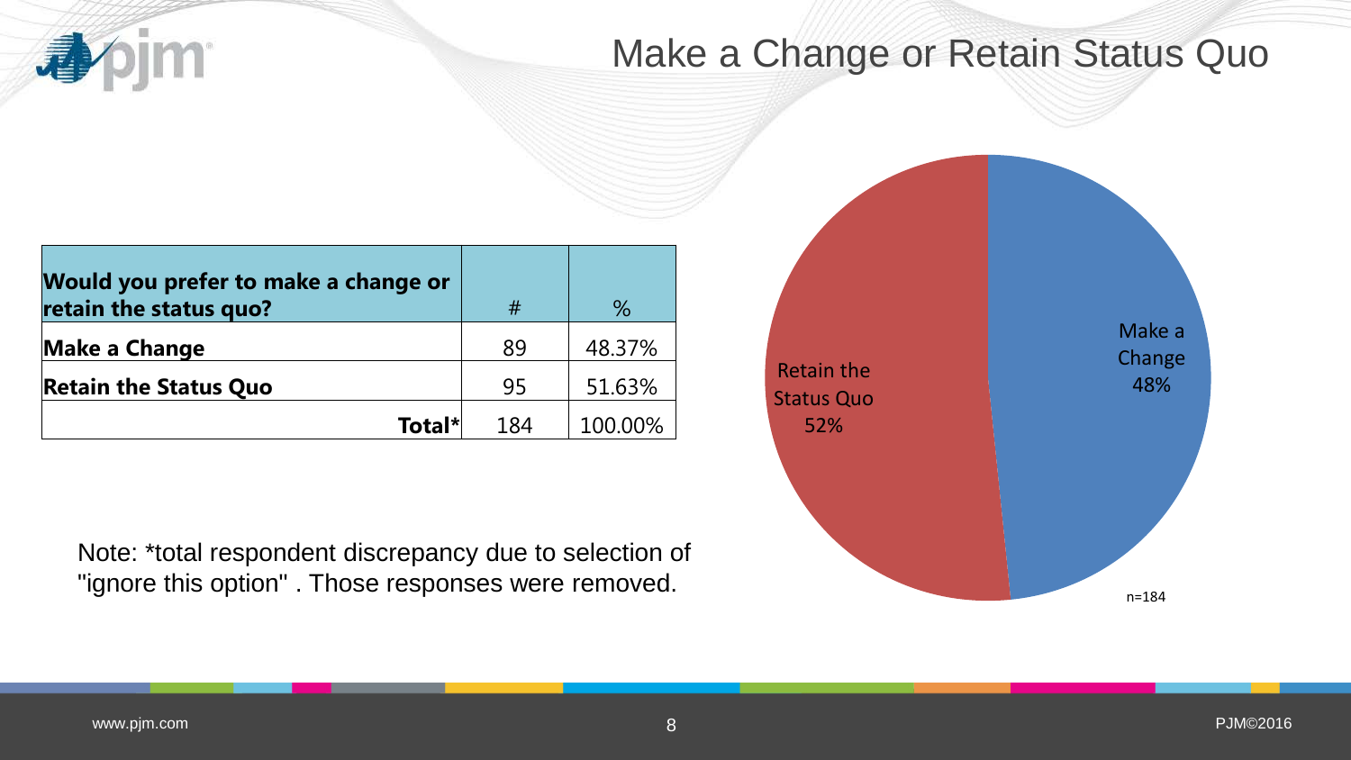# Make a Change or Retain Status Quo

| Would you prefer to make a change or retain the status quo? | # | % |
|---|---|---|
| **Make a Change** | 89 | 48.37% |
| **Retain the Status Quo** | 95 | 51.63% |
| **Total*** | 184 | 100.00% |

Note: *total respondent discrepancy due to selection of "ignore this option" . Those responses were removed.

Retain the Status Quo 52%

Make a Change 48%

n=184